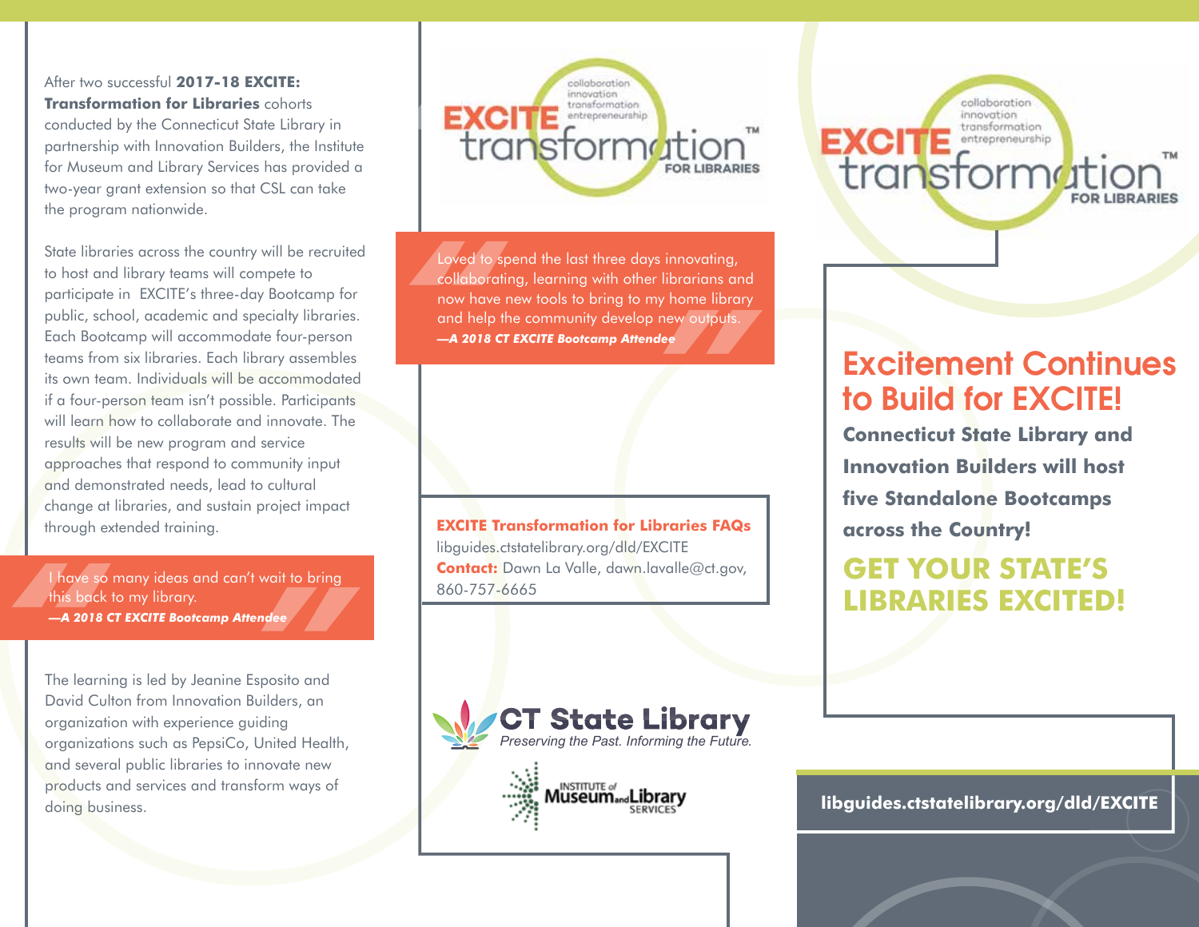After two successful **2017-18 EXCITE: Transformation for Libraries** cohorts conducted by the Connecticut State Library in partnership with Innovation Builders, the Institute for Museum and Library Services has provided a two-year grant extension so that CSL can take the program nationwide.

State libraries across the country will be recruited to host and library teams will compete to participate in EXCITE's three-day Bootcamp for public, school, academic and specialty libraries. Each Bootcamp will accommodate four-person teams from six libraries. Each library assembles its own team. Individuals will be accommodated if a four-person team isn't possible. Participants will learn how to collaborate and innovate. The results will be new program and service approaches that respond to community input and demonstrated needs, lead to cultural change at libraries, and sustain project impact through extended training.

> I have so many ideas and can't wait to bring this back to my library.
> ***—A 2018 CT EXCITE Bootcamp Attendee***

The learning is led by Jeanine Esposito and David Culton from Innovation Builders, an organization with experience guiding organizations such as PepsiCo, United Health, and several public libraries to innovate new products and services and transform ways of doing business.

EXCITE transformation™ FOR LIBRARIES
collaboration innovation transformation entrepreneurship

> Loved to spend the last three days innovating, collaborating, learning with other librarians and now have new tools to bring to my home library and help the community develop new outputs.
> ***—A 2018 CT EXCITE Bootcamp Attendee***

**EXCITE Transformation for Libraries FAQs**
libguides.ctstatelibrary.org/dld/EXCITE
**Contact:** Dawn La Valle, dawn.lavalle@ct.gov, 860-757-6665

CT State Library
*Preserving the Past. Informing the Future.*

Institute of Museum and Library Services

EXCITE transformation™ FOR LIBRARIES
collaboration innovation transformation entrepreneurship

## Excitement Continues to Build for EXCITE!

**Connecticut State Library and Innovation Builders will host five Standalone Bootcamps across the Country!**

## GET YOUR STATE'S LIBRARIES EXCITED!

**libguides.ctstatelibrary.org/dld/EXCITE**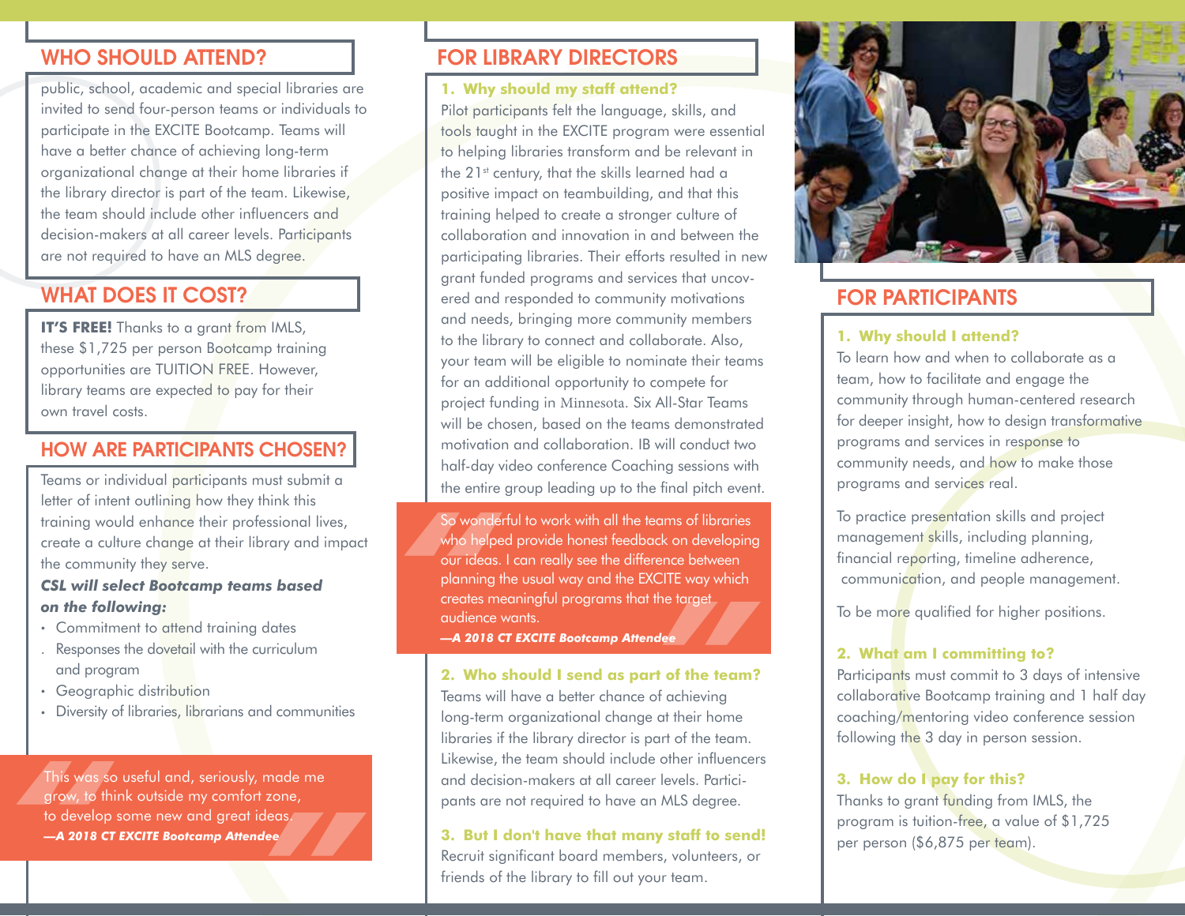## WHO SHOULD ATTEND?

public, school, academic and special libraries are invited to send four-person teams or individuals to participate in the EXCITE Bootcamp. Teams will have a better chance of achieving long-term organizational change at their home libraries if the library director is part of the team. Likewise, the team should include other influencers and decision-makers at all career levels. Participants are not required to have an MLS degree.

## WHAT DOES IT COST?

**IT'S FREE!** Thanks to a grant from IMLS, these $1,725 per person Bootcamp training opportunities are TUITION FREE. However, library teams are expected to pay for their own travel costs.

## HOW ARE PARTICIPANTS CHOSEN?

Teams or individual participants must submit a letter of intent outlining how they think this training would enhance their professional lives, create a culture change at their library and impact the community they serve.

***CSL will select Bootcamp teams based on the following:***

- Commitment to attend training dates
- Responses the dovetail with the curriculum and program
- Geographic distribution
- Diversity of libraries, librarians and communities

> This was so useful and, seriously, made me grow, to think outside my comfort zone, to develop some new and great ideas.
>
> ***—A 2018 CT EXCITE Bootcamp Attendee***

## FOR LIBRARY DIRECTORS

### 1. Why should my staff attend?

Pilot participants felt the language, skills, and tools taught in the EXCITE program were essential to helping libraries transform and be relevant in the 21st century, that the skills learned had a positive impact on teambuilding, and that this training helped to create a stronger culture of collaboration and innovation in and between the participating libraries. Their efforts resulted in new grant funded programs and services that uncovered and responded to community motivations and needs, bringing more community members to the library to connect and collaborate. Also, your team will be eligible to nominate their teams for an additional opportunity to compete for project funding in Minnesota. Six All-Star Teams will be chosen, based on the teams demonstrated motivation and collaboration. IB will conduct two half-day video conference Coaching sessions with the entire group leading up to the final pitch event.

> So wonderful to work with all the teams of libraries who helped provide honest feedback on developing our ideas. I can really see the difference between planning the usual way and the EXCITE way which creates meaningful programs that the target audience wants.
>
> ***—A 2018 CT EXCITE Bootcamp Attendee***

### 2. Who should I send as part of the team?

Teams will have a better chance of achieving long-term organizational change at their home libraries if the library director is part of the team. Likewise, the team should include other influencers and decision-makers at all career levels. Participants are not required to have an MLS degree.

### 3. But I don't have that many staff to send!

Recruit significant board members, volunteers, or friends of the library to fill out your team.

## FOR PARTICIPANTS

### 1. Why should I attend?

To learn how and when to collaborate as a team, how to facilitate and engage the community through human-centered research for deeper insight, how to design transformative programs and services in response to community needs, and how to make those programs and services real.

To practice presentation skills and project management skills, including planning, financial reporting, timeline adherence, communication, and people management.

To be more qualified for higher positions.

### 2. What am I committing to?

Participants must commit to 3 days of intensive collaborative Bootcamp training and 1 half day coaching/mentoring video conference session following the 3 day in person session.

### 3. How do I pay for this?

Thanks to grant funding from IMLS, the program is tuition-free, a value of $1,725 per person ($6,875 per team).